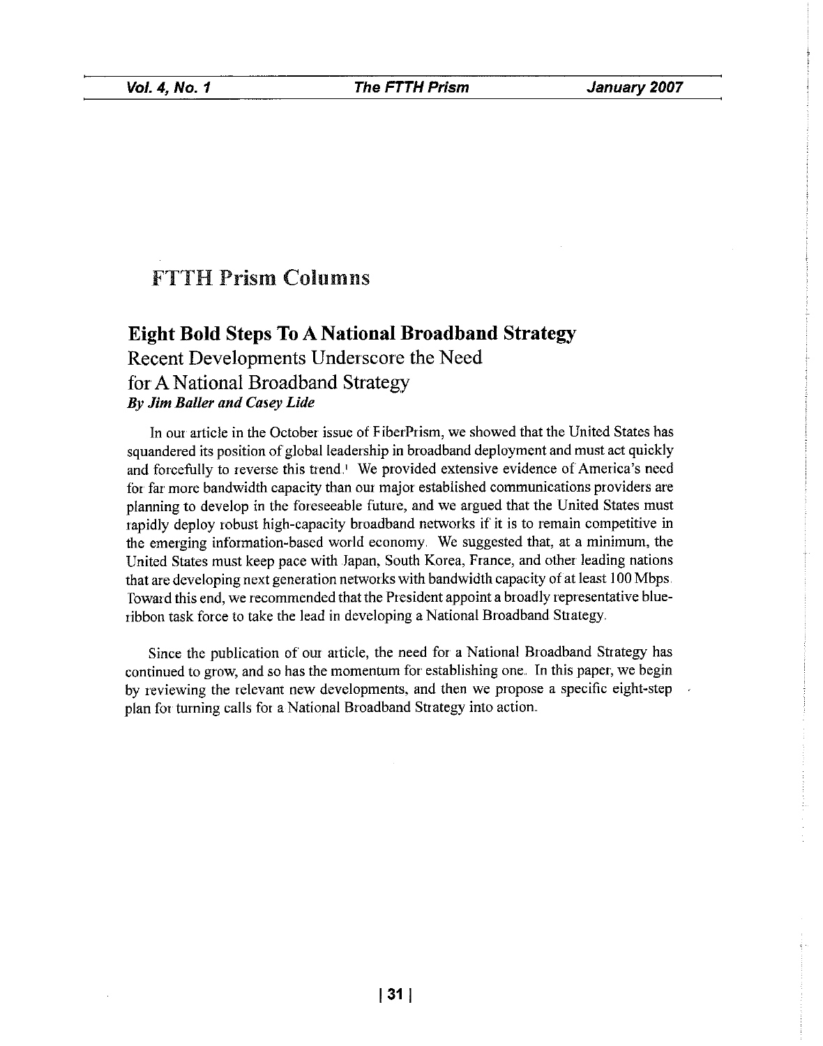# FTTH Prism Columns

## Eight Bold Steps To A National Broadband Strategy

### Recent Developments Underscore the Need for A National Broadband Strategy

***By Jim Baller and Casey Lide***

In our article in the October issue of FiberPrism, we showed that the United States has squandered its position of global leadership in broadband deployment and must act quickly and forcefully to reverse this trend.[1] We provided extensive evidence of America's need for far more bandwidth capacity than our major established communications providers are planning to develop in the foreseeable future, and we argued that the United States must rapidly deploy robust high-capacity broadband networks if it is to remain competitive in the emerging information-based world economy. We suggested that, at a minimum, the United States must keep pace with Japan, South Korea, France, and other leading nations that are developing next generation networks with bandwidth capacity of at least 100 Mbps. Toward this end, we recommended that the President appoint a broadly representative blue-ribbon task force to take the lead in developing a National Broadband Strategy.

Since the publication of our article, the need for a National Broadband Strategy has continued to grow, and so has the momentum for establishing one. In this paper, we begin by reviewing the relevant new developments, and then we propose a specific eight-step plan for turning calls for a National Broadband Strategy into action.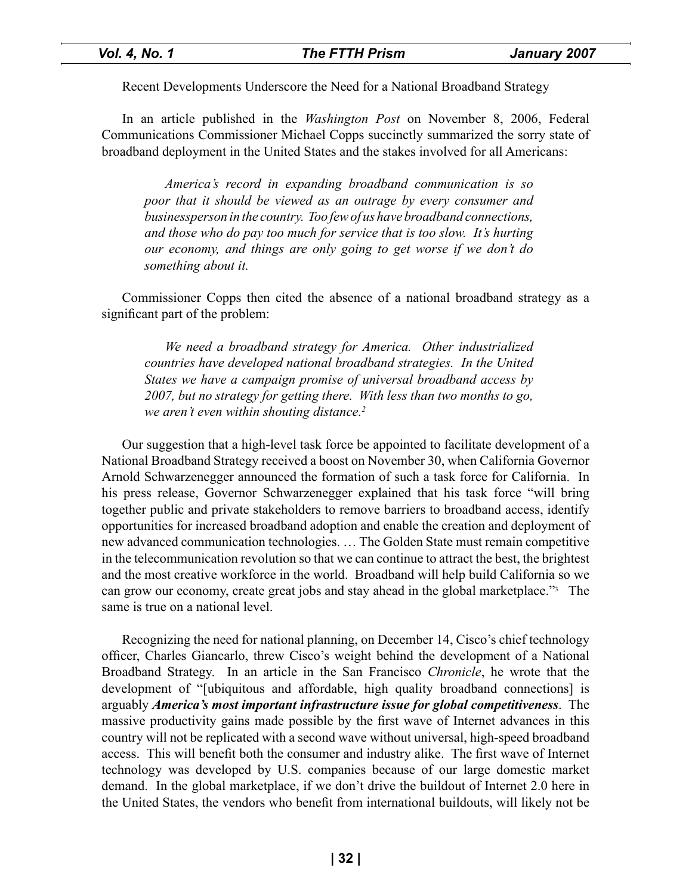Recent Developments Underscore the Need for a National Broadband Strategy

In an article published in the *Washington Post* on November 8, 2006, Federal Communications Commissioner Michael Copps succinctly summarized the sorry state of broadband deployment in the United States and the stakes involved for all Americans:

> *America's record in expanding broadband communication is so poor that it should be viewed as an outrage by every consumer and businessperson in the country. Too few of us have broadband connections, and those who do pay too much for service that is too slow. It's hurting our economy, and things are only going to get worse if we don't do something about it.*

Commissioner Copps then cited the absence of a national broadband strategy as a significant part of the problem:

> *We need a broadband strategy for America. Other industrialized countries have developed national broadband strategies. In the United States we have a campaign promise of universal broadband access by 2007, but no strategy for getting there. With less than two months to go, we aren't even within shouting distance.*[2]

Our suggestion that a high-level task force be appointed to facilitate development of a National Broadband Strategy received a boost on November 30, when California Governor Arnold Schwarzenegger announced the formation of such a task force for California. In his press release, Governor Schwarzenegger explained that his task force "will bring together public and private stakeholders to remove barriers to broadband access, identify opportunities for increased broadband adoption and enable the creation and deployment of new advanced communication technologies. … The Golden State must remain competitive in the telecommunication revolution so that we can continue to attract the best, the brightest and the most creative workforce in the world. Broadband will help build California so we can grow our economy, create great jobs and stay ahead in the global marketplace."[3] The same is true on a national level.

Recognizing the need for national planning, on December 14, Cisco's chief technology officer, Charles Giancarlo, threw Cisco's weight behind the development of a National Broadband Strategy. In an article in the San Francisco *Chronicle*, he wrote that the development of "[ubiquitous and affordable, high quality broadband connections] is arguably ***America's most important infrastructure issue for global competitiveness***. The massive productivity gains made possible by the first wave of Internet advances in this country will not be replicated with a second wave without universal, high-speed broadband access. This will benefit both the consumer and industry alike. The first wave of Internet technology was developed by U.S. companies because of our large domestic market demand. In the global marketplace, if we don't drive the buildout of Internet 2.0 here in the United States, the vendors who benefit from international buildouts, will likely not be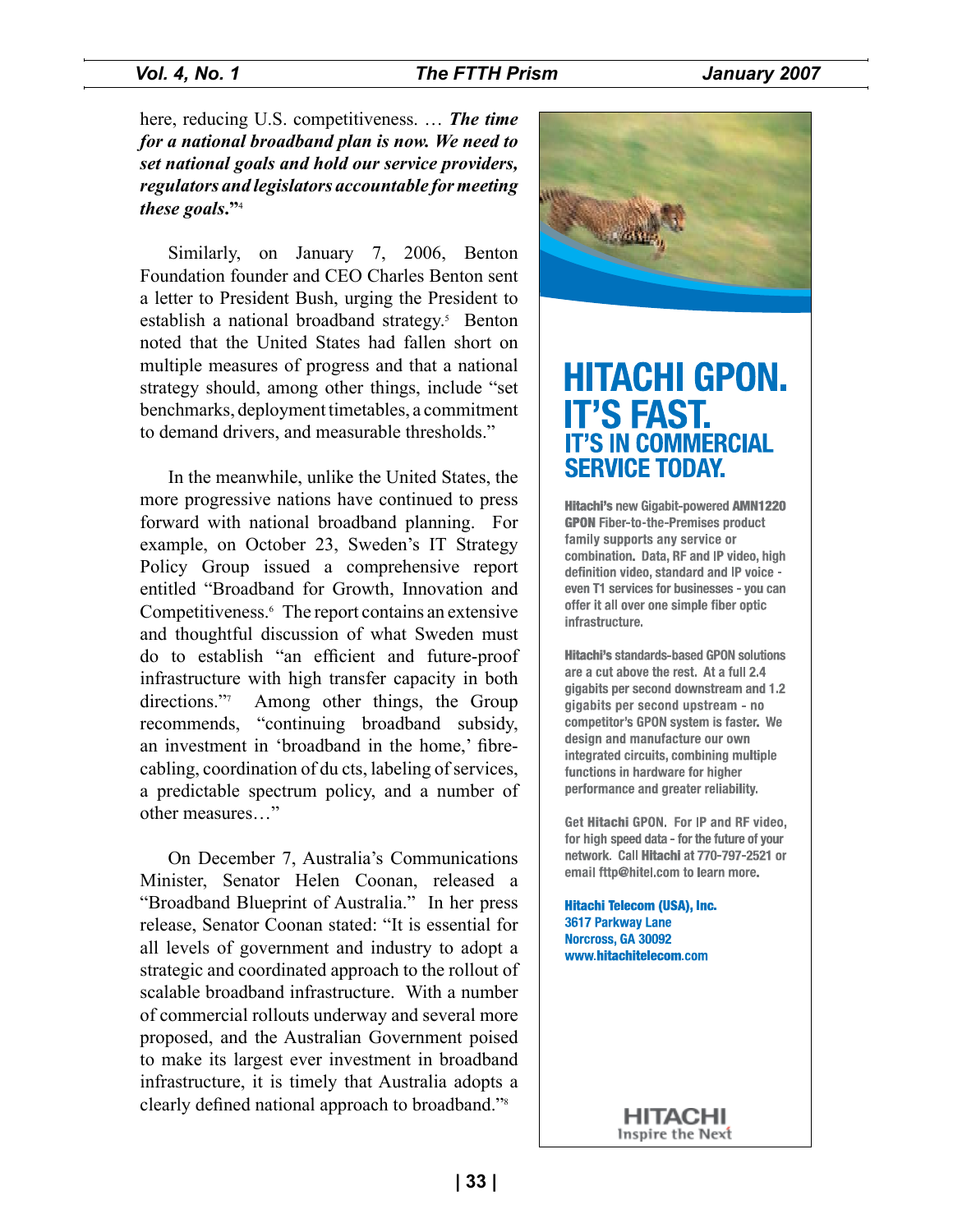here, reducing U.S. competitiveness. … ***The time for a national broadband plan is now. We need to set national goals and hold our service providers, regulators and legislators accountable for meeting these goals*.**"[4]

Similarly, on January 7, 2006, Benton Foundation founder and CEO Charles Benton sent a letter to President Bush, urging the President to establish a national broadband strategy.[5] Benton noted that the United States had fallen short on multiple measures of progress and that a national strategy should, among other things, include "set benchmarks, deployment timetables, a commitment to demand drivers, and measurable thresholds."

In the meanwhile, unlike the United States, the more progressive nations have continued to press forward with national broadband planning. For example, on October 23, Sweden's IT Strategy Policy Group issued a comprehensive report entitled "Broadband for Growth, Innovation and Competitiveness.[6] The report contains an extensive and thoughtful discussion of what Sweden must do to establish "an efficient and future-proof infrastructure with high transfer capacity in both directions."[7] Among other things, the Group recommends, "continuing broadband subsidy, an investment in 'broadband in the home,' fibre-cabling, coordination of du cts, labeling of services, a predictable spectrum policy, and a number of other measures…"

On December 7, Australia's Communications Minister, Senator Helen Coonan, released a "Broadband Blueprint of Australia." In her press release, Senator Coonan stated: "It is essential for all levels of government and industry to adopt a strategic and coordinated approach to the rollout of scalable broadband infrastructure. With a number of commercial rollouts underway and several more proposed, and the Australian Government poised to make its largest ever investment in broadband infrastructure, it is timely that Australia adopts a clearly defined national approach to broadband."[8]

# HITACHI GPON. IT'S FAST.

## IT'S IN COMMERCIAL SERVICE TODAY.

**Hitachi's** new Gigabit-powered **AMN1220 GPON** Fiber-to-the-Premises product family supports any service or combination. Data, RF and IP video, high definition video, standard and IP voice - even T1 services for businesses - you can offer it all over one simple fiber optic infrastructure.

**Hitachi's** standards-based GPON solutions are a cut above the rest. At a full 2.4 gigabits per second downstream and 1.2 gigabits per second upstream - no competitor's GPON system is faster. We design and manufacture our own integrated circuits, combining multiple functions in hardware for higher performance and greater reliability.

Get **Hitachi** GPON. For IP and RF video, for high speed data - for the future of your network. Call **Hitachi** at 770-797-2521 or email fttp@hitel.com to learn more.

**Hitachi Telecom (USA), Inc.**
3617 Parkway Lane
Norcross, GA 30092
www.hitachitelecom.com

HITACHI
Inspire the Next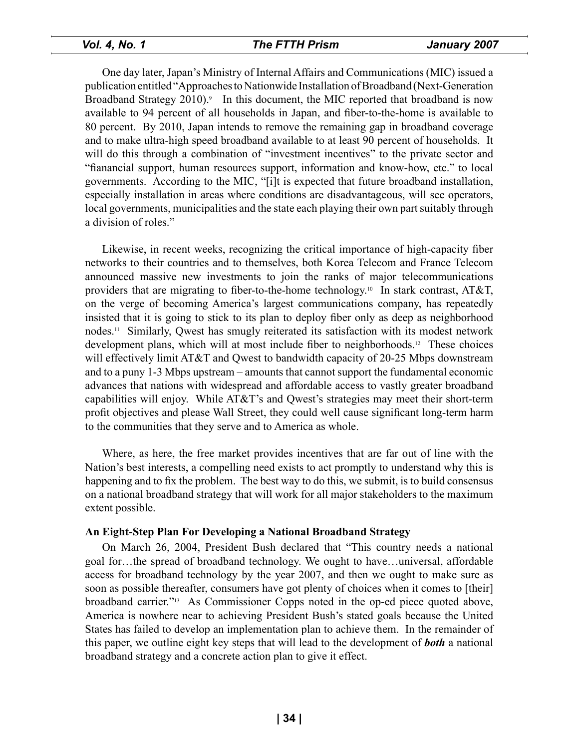One day later, Japan's Ministry of Internal Affairs and Communications (MIC) issued a publication entitled "Approaches to Nationwide Installation of Broadband (Next-Generation Broadband Strategy 2010).[9] In this document, the MIC reported that broadband is now available to 94 percent of all households in Japan, and fiber-to-the-home is available to 80 percent. By 2010, Japan intends to remove the remaining gap in broadband coverage and to make ultra-high speed broadband available to at least 90 percent of households. It will do this through a combination of "investment incentives" to the private sector and "fianancial support, human resources support, information and know-how, etc." to local governments. According to the MIC, "[i]t is expected that future broadband installation, especially installation in areas where conditions are disadvantageous, will see operators, local governments, municipalities and the state each playing their own part suitably through a division of roles."

Likewise, in recent weeks, recognizing the critical importance of high-capacity fiber networks to their countries and to themselves, both Korea Telecom and France Telecom announced massive new investments to join the ranks of major telecommunications providers that are migrating to fiber-to-the-home technology.[10] In stark contrast, AT&T, on the verge of becoming America's largest communications company, has repeatedly insisted that it is going to stick to its plan to deploy fiber only as deep as neighborhood nodes.[11] Similarly, Qwest has smugly reiterated its satisfaction with its modest network development plans, which will at most include fiber to neighborhoods.[12] These choices will effectively limit AT&T and Qwest to bandwidth capacity of 20-25 Mbps downstream and to a puny 1-3 Mbps upstream – amounts that cannot support the fundamental economic advances that nations with widespread and affordable access to vastly greater broadband capabilities will enjoy. While AT&T's and Qwest's strategies may meet their short-term profit objectives and please Wall Street, they could well cause significant long-term harm to the communities that they serve and to America as whole.

Where, as here, the free market provides incentives that are far out of line with the Nation's best interests, a compelling need exists to act promptly to understand why this is happening and to fix the problem. The best way to do this, we submit, is to build consensus on a national broadband strategy that will work for all major stakeholders to the maximum extent possible.

**An Eight-Step Plan For Developing a National Broadband Strategy**

On March 26, 2004, President Bush declared that "This country needs a national goal for…the spread of broadband technology. We ought to have…universal, affordable access for broadband technology by the year 2007, and then we ought to make sure as soon as possible thereafter, consumers have got plenty of choices when it comes to [their] broadband carrier."[13] As Commissioner Copps noted in the op-ed piece quoted above, America is nowhere near to achieving President Bush's stated goals because the United States has failed to develop an implementation plan to achieve them. In the remainder of this paper, we outline eight key steps that will lead to the development of ***both*** a national broadband strategy and a concrete action plan to give it effect.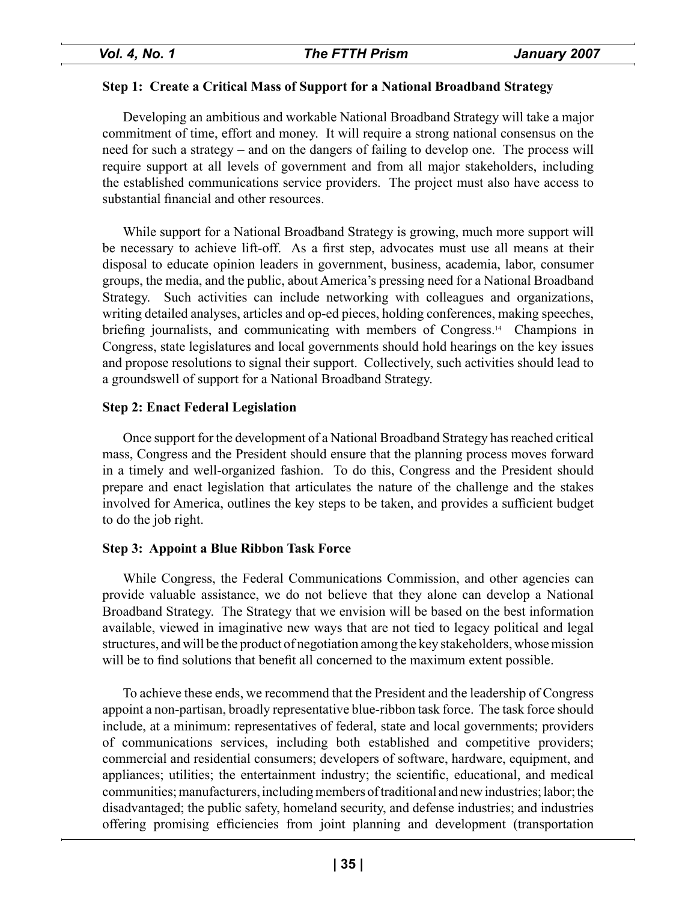### Step 1: Create a Critical Mass of Support for a National Broadband Strategy

Developing an ambitious and workable National Broadband Strategy will take a major commitment of time, effort and money. It will require a strong national consensus on the need for such a strategy – and on the dangers of failing to develop one. The process will require support at all levels of government and from all major stakeholders, including the established communications service providers. The project must also have access to substantial financial and other resources.

While support for a National Broadband Strategy is growing, much more support will be necessary to achieve lift-off. As a first step, advocates must use all means at their disposal to educate opinion leaders in government, business, academia, labor, consumer groups, the media, and the public, about America's pressing need for a National Broadband Strategy. Such activities can include networking with colleagues and organizations, writing detailed analyses, articles and op-ed pieces, holding conferences, making speeches, briefing journalists, and communicating with members of Congress.[14] Champions in Congress, state legislatures and local governments should hold hearings on the key issues and propose resolutions to signal their support. Collectively, such activities should lead to a groundswell of support for a National Broadband Strategy.

### Step 2: Enact Federal Legislation

Once support for the development of a National Broadband Strategy has reached critical mass, Congress and the President should ensure that the planning process moves forward in a timely and well-organized fashion. To do this, Congress and the President should prepare and enact legislation that articulates the nature of the challenge and the stakes involved for America, outlines the key steps to be taken, and provides a sufficient budget to do the job right.

### Step 3: Appoint a Blue Ribbon Task Force

While Congress, the Federal Communications Commission, and other agencies can provide valuable assistance, we do not believe that they alone can develop a National Broadband Strategy. The Strategy that we envision will be based on the best information available, viewed in imaginative new ways that are not tied to legacy political and legal structures, and will be the product of negotiation among the key stakeholders, whose mission will be to find solutions that benefit all concerned to the maximum extent possible.

To achieve these ends, we recommend that the President and the leadership of Congress appoint a non-partisan, broadly representative blue-ribbon task force. The task force should include, at a minimum: representatives of federal, state and local governments; providers of communications services, including both established and competitive providers; commercial and residential consumers; developers of software, hardware, equipment, and appliances; utilities; the entertainment industry; the scientific, educational, and medical communities; manufacturers, including members of traditional and new industries; labor; the disadvantaged; the public safety, homeland security, and defense industries; and industries offering promising efficiencies from joint planning and development (transportation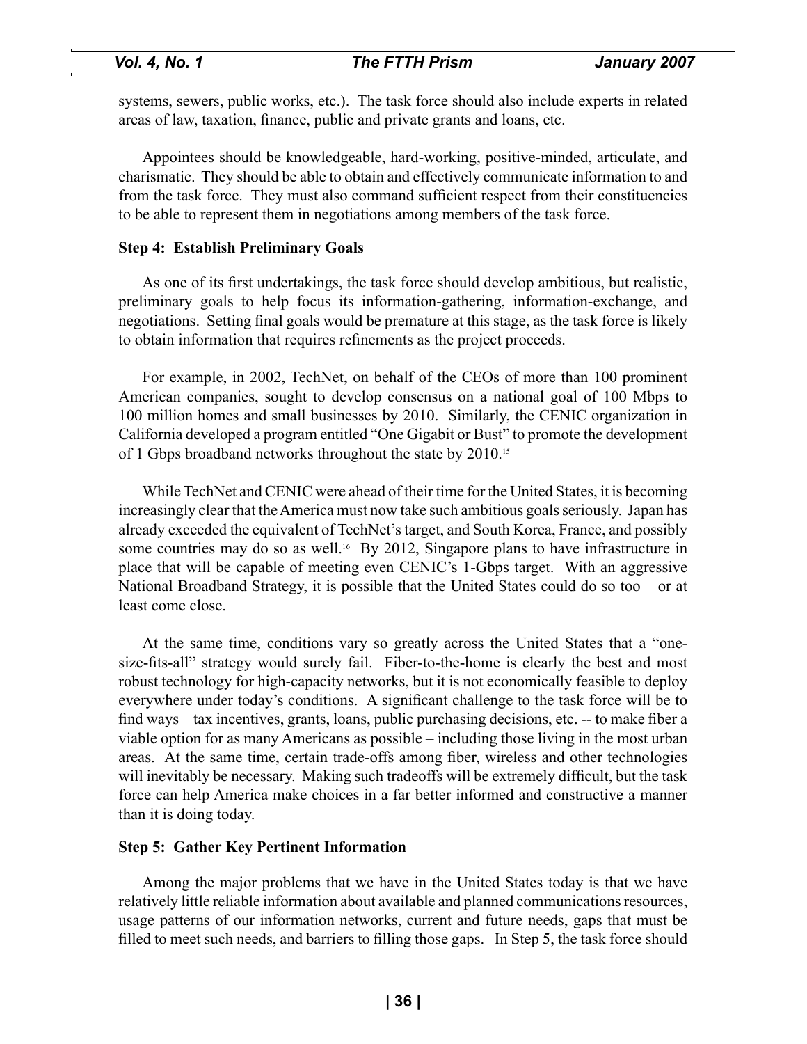systems, sewers, public works, etc.). The task force should also include experts in related areas of law, taxation, finance, public and private grants and loans, etc.

Appointees should be knowledgeable, hard-working, positive-minded, articulate, and charismatic. They should be able to obtain and effectively communicate information to and from the task force. They must also command sufficient respect from their constituencies to be able to represent them in negotiations among members of the task force.

**Step 4: Establish Preliminary Goals**

As one of its first undertakings, the task force should develop ambitious, but realistic, preliminary goals to help focus its information-gathering, information-exchange, and negotiations. Setting final goals would be premature at this stage, as the task force is likely to obtain information that requires refinements as the project proceeds.

For example, in 2002, TechNet, on behalf of the CEOs of more than 100 prominent American companies, sought to develop consensus on a national goal of 100 Mbps to 100 million homes and small businesses by 2010. Similarly, the CENIC organization in California developed a program entitled "One Gigabit or Bust" to promote the development of 1 Gbps broadband networks throughout the state by 2010.[15]

While TechNet and CENIC were ahead of their time for the United States, it is becoming increasingly clear that the America must now take such ambitious goals seriously. Japan has already exceeded the equivalent of TechNet's target, and South Korea, France, and possibly some countries may do so as well.[16] By 2012, Singapore plans to have infrastructure in place that will be capable of meeting even CENIC's 1-Gbps target. With an aggressive National Broadband Strategy, it is possible that the United States could do so too – or at least come close.

At the same time, conditions vary so greatly across the United States that a "one-size-fits-all" strategy would surely fail. Fiber-to-the-home is clearly the best and most robust technology for high-capacity networks, but it is not economically feasible to deploy everywhere under today's conditions. A significant challenge to the task force will be to find ways – tax incentives, grants, loans, public purchasing decisions, etc. -- to make fiber a viable option for as many Americans as possible – including those living in the most urban areas. At the same time, certain trade-offs among fiber, wireless and other technologies will inevitably be necessary. Making such tradeoffs will be extremely difficult, but the task force can help America make choices in a far better informed and constructive a manner than it is doing today.

**Step 5: Gather Key Pertinent Information**

Among the major problems that we have in the United States today is that we have relatively little reliable information about available and planned communications resources, usage patterns of our information networks, current and future needs, gaps that must be filled to meet such needs, and barriers to filling those gaps. In Step 5, the task force should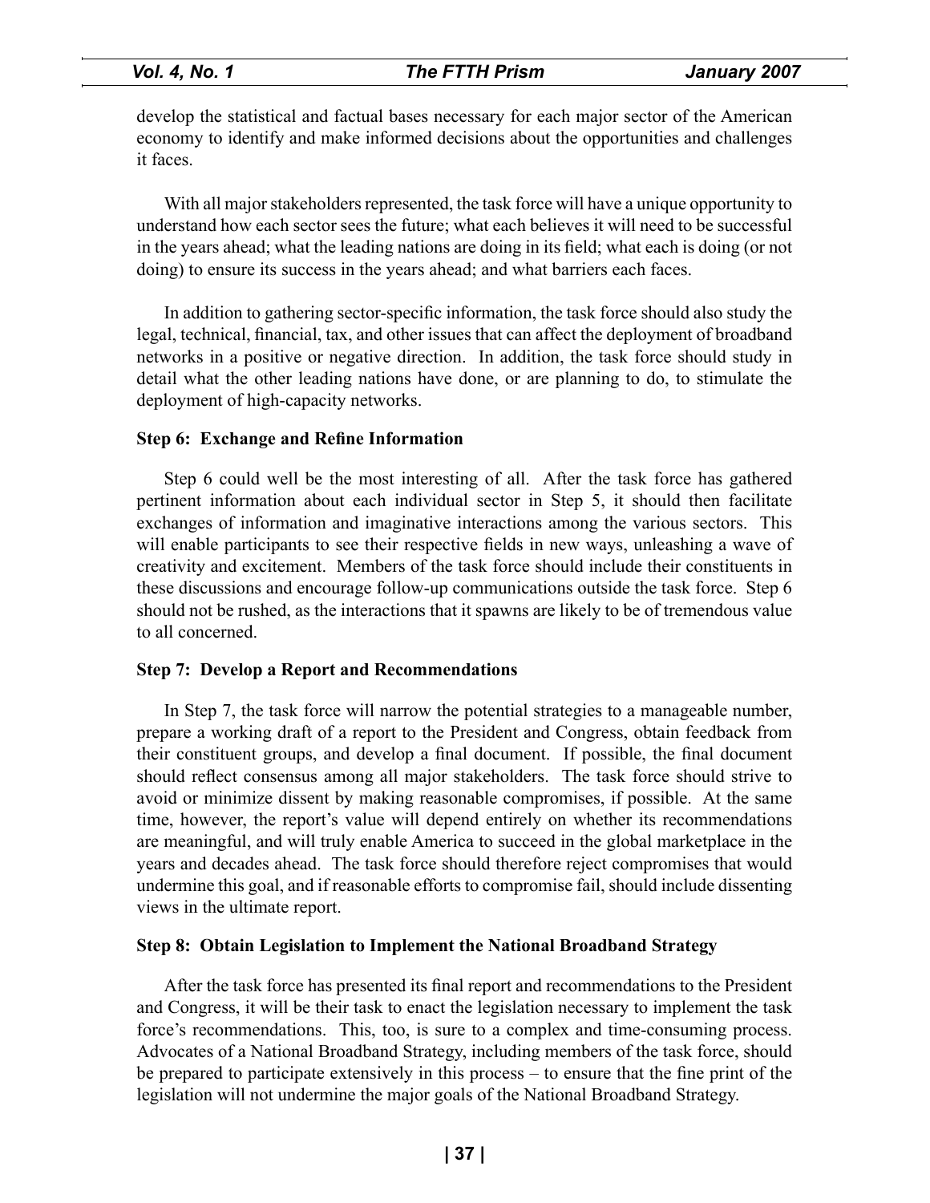develop the statistical and factual bases necessary for each major sector of the American economy to identify and make informed decisions about the opportunities and challenges it faces.

With all major stakeholders represented, the task force will have a unique opportunity to understand how each sector sees the future; what each believes it will need to be successful in the years ahead; what the leading nations are doing in its field; what each is doing (or not doing) to ensure its success in the years ahead; and what barriers each faces.

In addition to gathering sector-specific information, the task force should also study the legal, technical, financial, tax, and other issues that can affect the deployment of broadband networks in a positive or negative direction. In addition, the task force should study in detail what the other leading nations have done, or are planning to do, to stimulate the deployment of high-capacity networks.

**Step 6: Exchange and Refine Information**

Step 6 could well be the most interesting of all. After the task force has gathered pertinent information about each individual sector in Step 5, it should then facilitate exchanges of information and imaginative interactions among the various sectors. This will enable participants to see their respective fields in new ways, unleashing a wave of creativity and excitement. Members of the task force should include their constituents in these discussions and encourage follow-up communications outside the task force. Step 6 should not be rushed, as the interactions that it spawns are likely to be of tremendous value to all concerned.

**Step 7: Develop a Report and Recommendations**

In Step 7, the task force will narrow the potential strategies to a manageable number, prepare a working draft of a report to the President and Congress, obtain feedback from their constituent groups, and develop a final document. If possible, the final document should reflect consensus among all major stakeholders. The task force should strive to avoid or minimize dissent by making reasonable compromises, if possible. At the same time, however, the report's value will depend entirely on whether its recommendations are meaningful, and will truly enable America to succeed in the global marketplace in the years and decades ahead. The task force should therefore reject compromises that would undermine this goal, and if reasonable efforts to compromise fail, should include dissenting views in the ultimate report.

**Step 8: Obtain Legislation to Implement the National Broadband Strategy**

After the task force has presented its final report and recommendations to the President and Congress, it will be their task to enact the legislation necessary to implement the task force's recommendations. This, too, is sure to a complex and time-consuming process. Advocates of a National Broadband Strategy, including members of the task force, should be prepared to participate extensively in this process – to ensure that the fine print of the legislation will not undermine the major goals of the National Broadband Strategy.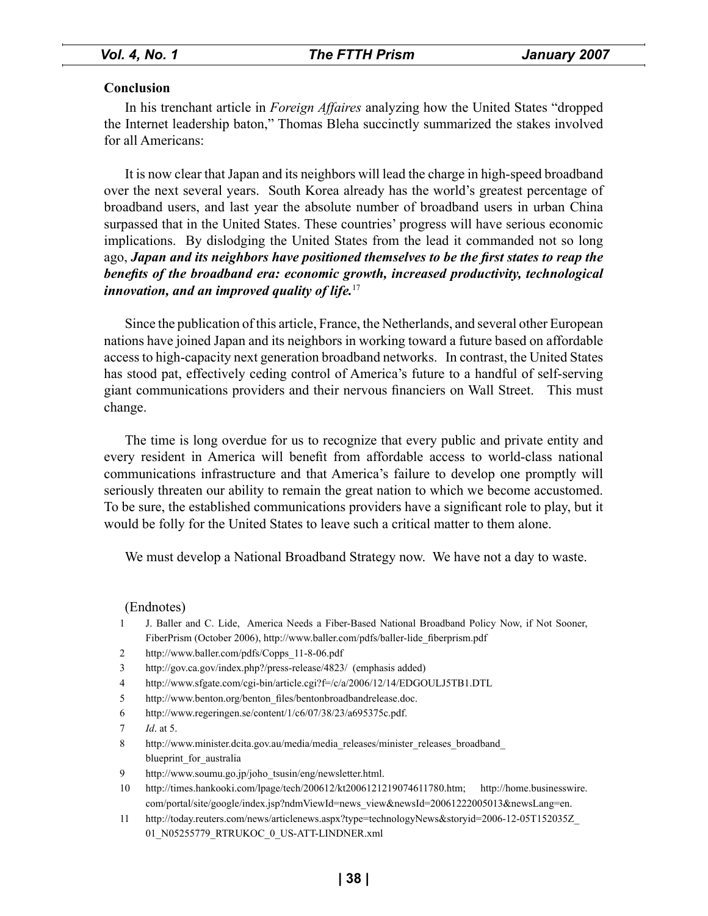## Conclusion

In his trenchant article in *Foreign Affaires* analyzing how the United States "dropped the Internet leadership baton," Thomas Bleha succinctly summarized the stakes involved for all Americans:

> It is now clear that Japan and its neighbors will lead the charge in high-speed broadband over the next several years. South Korea already has the world's greatest percentage of broadband users, and last year the absolute number of broadband users in urban China surpassed that in the United States. These countries' progress will have serious economic implications. By dislodging the United States from the lead it commanded not so long ago, ***Japan and its neighbors have positioned themselves to be the first states to reap the benefits of the broadband era: economic growth, increased productivity, technological innovation, and an improved quality of life.***[17]

Since the publication of this article, France, the Netherlands, and several other European nations have joined Japan and its neighbors in working toward a future based on affordable access to high-capacity next generation broadband networks. In contrast, the United States has stood pat, effectively ceding control of America's future to a handful of self-serving giant communications providers and their nervous financiers on Wall Street. This must change.

The time is long overdue for us to recognize that every public and private entity and every resident in America will benefit from affordable access to world-class national communications infrastructure and that America's failure to develop one promptly will seriously threaten our ability to remain the great nation to which we become accustomed. To be sure, the established communications providers have a significant role to play, but it would be folly for the United States to leave such a critical matter to them alone.

We must develop a National Broadband Strategy now. We have not a day to waste.

(Endnotes)

1. J. Baller and C. Lide, America Needs a Fiber-Based National Broadband Policy Now, if Not Sooner, FiberPrism (October 2006), http://www.baller.com/pdfs/baller-lide_fiberprism.pdf
2. http://www.baller.com/pdfs/Copps_11-8-06.pdf
3. http://gov.ca.gov/index.php?/press-release/4823/ (emphasis added)
4. http://www.sfgate.com/cgi-bin/article.cgi?f=/c/a/2006/12/14/EDGOULJ5TB1.DTL
5. http://www.benton.org/benton_files/bentonbroadbandrelease.doc.
6. http://www.regeringen.se/content/1/c6/07/38/23/a695375c.pdf.
7. *Id*. at 5.
8. http://www.minister.dcita.gov.au/media/media_releases/minister_releases_broadband_blueprint_for_australia
9. http://www.soumu.go.jp/joho_tsusin/eng/newsletter.html.
10. http://times.hankooki.com/lpage/tech/200612/kt2006121219074611780.htm; http://home.businesswire.com/portal/site/google/index.jsp?ndmViewId=news_view&newsId=20061222005013&newsLang=en.
11. http://today.reuters.com/news/articlenews.aspx?type=technologyNews&storyid=2006-12-05T152035Z_01_N05255779_RTRUKOC_0_US-ATT-LINDNER.xml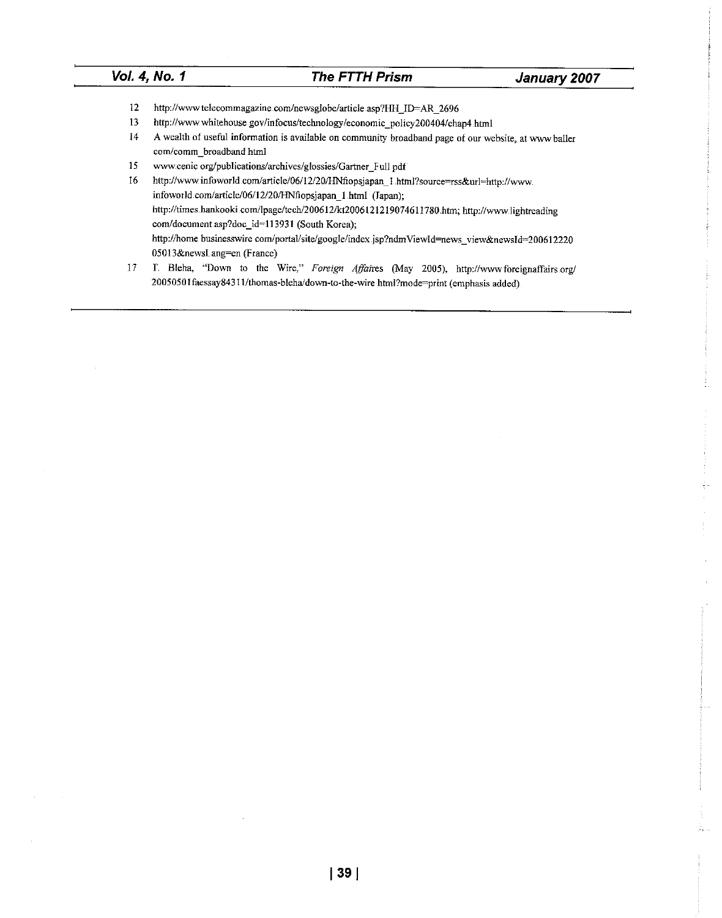12 http://www telecommagazine com/newsglobe/article asp?HH_ID=AR_2696

13 http://www whitehouse gov/infocus/technology/economic_policy200404/chap4 html

14 A wealth of useful information is available on community broadband page of our website, at www baller com/comm_broadband html

15 www.cenic org/publications/archives/glossies/Gartner_Full pdf

16 http://www infoworld com/article/06/12/20/HNfiopsjapan_1 html?source=rss&url=http://www. infoworld com/article/06/12/20/HNfiopsjapan_1 html (Japan); http://times hankooki com/lpage/tech/200612/kt2006121219074611780 htm; http://www lightreading com/document asp?doc_id=113931 (South Korea); http://home businesswire com/portal/site/google/index jsp?ndmViewId=news_view&newsId=20061222005013&newsLang=en (France)

17 T. Bleha, "Down to the Wire," *Foreign Affaires* (May 2005), http://www foreignaffairs org/20050501faessay84311/thomas-bleha/down-to-the-wire html?mode=print (emphasis added)